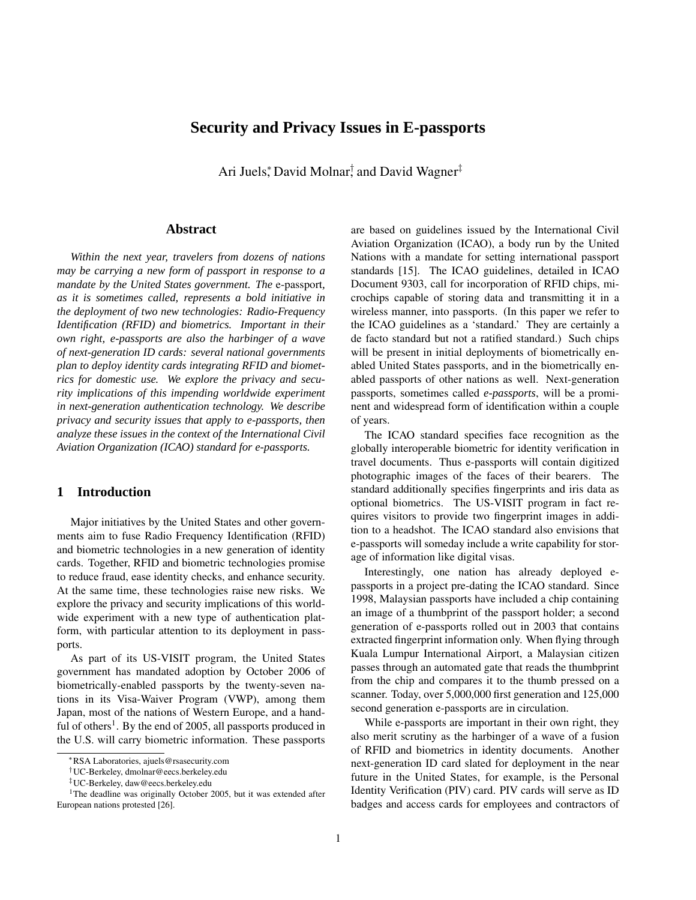# Security and Privacy Issues in E-passports

Ari Juels[*], David Molnar[†], and David Wagner[‡]

## Abstract

*Within the next year, travelers from dozens of nations may be carrying a new form of passport in response to a mandate by the United States government. The* e-passport*, as it is sometimes called, represents a bold initiative in the deployment of two new technologies: Radio-Frequency Identification (RFID) and biometrics. Important in their own right, e-passports are also the harbinger of a wave of next-generation ID cards: several national governments plan to deploy identity cards integrating RFID and biometrics for domestic use. We explore the privacy and security implications of this impending worldwide experiment in next-generation authentication technology. We describe privacy and security issues that apply to e-passports, then analyze these issues in the context of the International Civil Aviation Organization (ICAO) standard for e-passports.*

## 1 Introduction

Major initiatives by the United States and other governments aim to fuse Radio Frequency Identification (RFID) and biometric technologies in a new generation of identity cards. Together, RFID and biometric technologies promise to reduce fraud, ease identity checks, and enhance security. At the same time, these technologies raise new risks. We explore the privacy and security implications of this worldwide experiment with a new type of authentication platform, with particular attention to its deployment in passports.

As part of its US-VISIT program, the United States government has mandated adoption by October 2006 of biometrically-enabled passports by the twenty-seven nations in its Visa-Waiver Program (VWP), among them Japan, most of the nations of Western Europe, and a handful of others[1]. By the end of 2005, all passports produced in the U.S. will carry biometric information. These passports are based on guidelines issued by the International Civil Aviation Organization (ICAO), a body run by the United Nations with a mandate for setting international passport standards [15]. The ICAO guidelines, detailed in ICAO Document 9303, call for incorporation of RFID chips, microchips capable of storing data and transmitting it in a wireless manner, into passports. (In this paper we refer to the ICAO guidelines as a 'standard.' They are certainly a de facto standard but not a ratified standard.) Such chips will be present in initial deployments of biometrically enabled United States passports, and in the biometrically enabled passports of other nations as well. Next-generation passports, sometimes called *e-passports*, will be a prominent and widespread form of identification within a couple of years.

The ICAO standard specifies face recognition as the globally interoperable biometric for identity verification in travel documents. Thus e-passports will contain digitized photographic images of the faces of their bearers. The standard additionally specifies fingerprints and iris data as optional biometrics. The US-VISIT program in fact requires visitors to provide two fingerprint images in addition to a headshot. The ICAO standard also envisions that e-passports will someday include a write capability for storage of information like digital visas.

Interestingly, one nation has already deployed e-passports in a project pre-dating the ICAO standard. Since 1998, Malaysian passports have included a chip containing an image of a thumbprint of the passport holder; a second generation of e-passports rolled out in 2003 that contains extracted fingerprint information only. When flying through Kuala Lumpur International Airport, a Malaysian citizen passes through an automated gate that reads the thumbprint from the chip and compares it to the thumb pressed on a scanner. Today, over 5,000,000 first generation and 125,000 second generation e-passports are in circulation.

While e-passports are important in their own right, they also merit scrutiny as the harbinger of a wave of a fusion of RFID and biometrics in identity documents. Another next-generation ID card slated for deployment in the near future in the United States, for example, is the Personal Identity Verification (PIV) card. PIV cards will serve as ID badges and access cards for employees and contractors of

[*] RSA Laboratories, ajuels@rsasecurity.com

[†] UC-Berkeley, dmolnar@eecs.berkeley.edu

[‡] UC-Berkeley, daw@eecs.berkeley.edu

[1] The deadline was originally October 2005, but it was extended after European nations protested [26].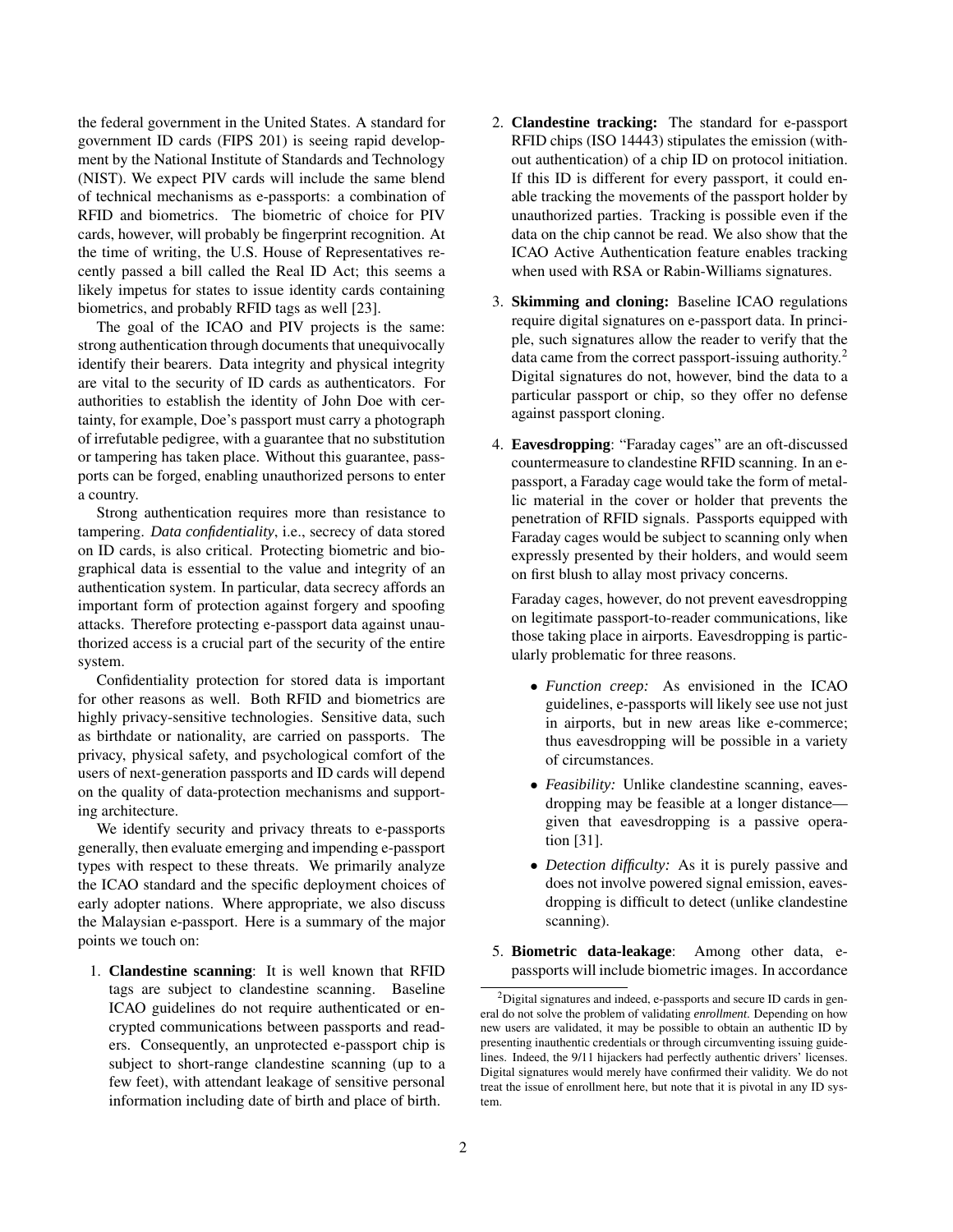the federal government in the United States. A standard for government ID cards (FIPS 201) is seeing rapid development by the National Institute of Standards and Technology (NIST). We expect PIV cards will include the same blend of technical mechanisms as e-passports: a combination of RFID and biometrics. The biometric of choice for PIV cards, however, will probably be fingerprint recognition. At the time of writing, the U.S. House of Representatives recently passed a bill called the Real ID Act; this seems a likely impetus for states to issue identity cards containing biometrics, and probably RFID tags as well [23].

The goal of the ICAO and PIV projects is the same: strong authentication through documents that unequivocally identify their bearers. Data integrity and physical integrity are vital to the security of ID cards as authenticators. For authorities to establish the identity of John Doe with certainty, for example, Doe's passport must carry a photograph of irrefutable pedigree, with a guarantee that no substitution or tampering has taken place. Without this guarantee, passports can be forged, enabling unauthorized persons to enter a country.

Strong authentication requires more than resistance to tampering. *Data confidentiality*, i.e., secrecy of data stored on ID cards, is also critical. Protecting biometric and biographical data is essential to the value and integrity of an authentication system. In particular, data secrecy affords an important form of protection against forgery and spoofing attacks. Therefore protecting e-passport data against unauthorized access is a crucial part of the security of the entire system.

Confidentiality protection for stored data is important for other reasons as well. Both RFID and biometrics are highly privacy-sensitive technologies. Sensitive data, such as birthdate or nationality, are carried on passports. The privacy, physical safety, and psychological comfort of the users of next-generation passports and ID cards will depend on the quality of data-protection mechanisms and supporting architecture.

We identify security and privacy threats to e-passports generally, then evaluate emerging and impending e-passport types with respect to these threats. We primarily analyze the ICAO standard and the specific deployment choices of early adopter nations. Where appropriate, we also discuss the Malaysian e-passport. Here is a summary of the major points we touch on:

1. **Clandestine scanning**: It is well known that RFID tags are subject to clandestine scanning. Baseline ICAO guidelines do not require authenticated or encrypted communications between passports and readers. Consequently, an unprotected e-passport chip is subject to short-range clandestine scanning (up to a few feet), with attendant leakage of sensitive personal information including date of birth and place of birth.

2. **Clandestine tracking:** The standard for e-passport RFID chips (ISO 14443) stipulates the emission (without authentication) of a chip ID on protocol initiation. If this ID is different for every passport, it could enable tracking the movements of the passport holder by unauthorized parties. Tracking is possible even if the data on the chip cannot be read. We also show that the ICAO Active Authentication feature enables tracking when used with RSA or Rabin-Williams signatures.

3. **Skimming and cloning:** Baseline ICAO regulations require digital signatures on e-passport data. In principle, such signatures allow the reader to verify that the data came from the correct passport-issuing authority.[2] Digital signatures do not, however, bind the data to a particular passport or chip, so they offer no defense against passport cloning.

4. **Eavesdropping**: "Faraday cages" are an oft-discussed countermeasure to clandestine RFID scanning. In an e-passport, a Faraday cage would take the form of metallic material in the cover or holder that prevents the penetration of RFID signals. Passports equipped with Faraday cages would be subject to scanning only when expressly presented by their holders, and would seem on first blush to allay most privacy concerns.

   Faraday cages, however, do not prevent eavesdropping on legitimate passport-to-reader communications, like those taking place in airports. Eavesdropping is particularly problematic for three reasons.

   - *Function creep:* As envisioned in the ICAO guidelines, e-passports will likely see use not just in airports, but in new areas like e-commerce; thus eavesdropping will be possible in a variety of circumstances.
   - *Feasibility:* Unlike clandestine scanning, eavesdropping may be feasible at a longer distance—given that eavesdropping is a passive operation [31].
   - *Detection difficulty:* As it is purely passive and does not involve powered signal emission, eavesdropping is difficult to detect (unlike clandestine scanning).

5. **Biometric data-leakage**: Among other data, e-passports will include biometric images. In accordance

[2] Digital signatures and indeed, e-passports and secure ID cards in general do not solve the problem of validating *enrollment*. Depending on how new users are validated, it may be possible to obtain an authentic ID by presenting inauthentic credentials or through circumventing issuing guidelines. Indeed, the 9/11 hijackers had perfectly authentic drivers' licenses. Digital signatures would merely have confirmed their validity. We do not treat the issue of enrollment here, but note that it is pivotal in any ID system.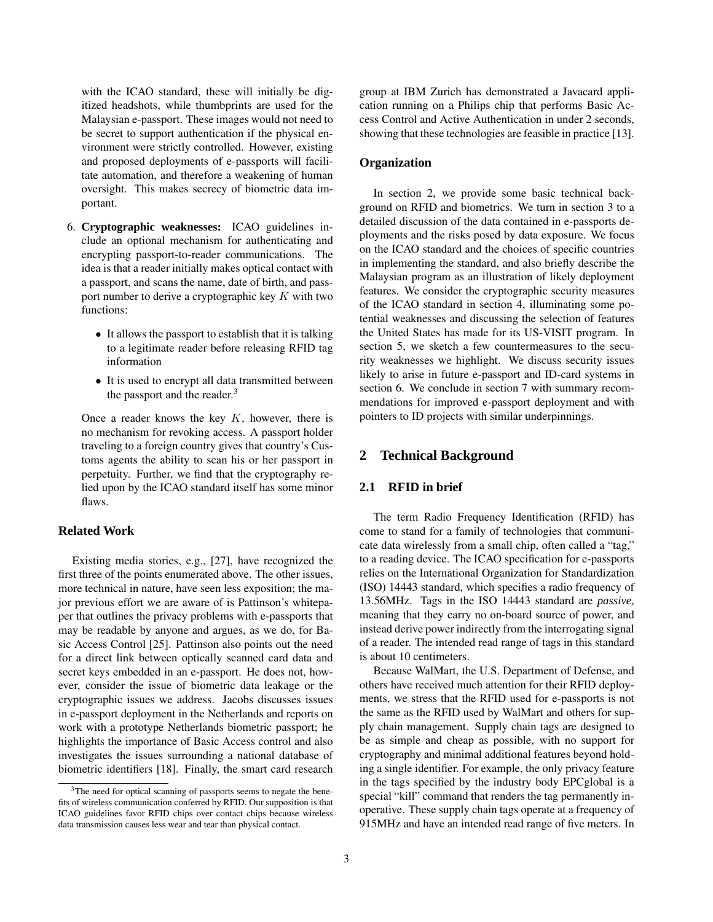with the ICAO standard, these will initially be digitized headshots, while thumbprints are used for the Malaysian e-passport. These images would not need to be secret to support authentication if the physical environment were strictly controlled. However, existing and proposed deployments of e-passports will facilitate automation, and therefore a weakening of human oversight. This makes secrecy of biometric data important.

6. **Cryptographic weaknesses:** ICAO guidelines include an optional mechanism for authenticating and encrypting passport-to-reader communications. The idea is that a reader initially makes optical contact with a passport, and scans the name, date of birth, and passport number to derive a cryptographic key $K$ with two functions:

   - It allows the passport to establish that it is talking to a legitimate reader before releasing RFID tag information
   - It is used to encrypt all data transmitted between the passport and the reader.[3]

   Once a reader knows the key $K$, however, there is no mechanism for revoking access. A passport holder traveling to a foreign country gives that country's Customs agents the ability to scan his or her passport in perpetuity. Further, we find that the cryptography relied upon by the ICAO standard itself has some minor flaws.

### Related Work

Existing media stories, e.g., [27], have recognized the first three of the points enumerated above. The other issues, more technical in nature, have seen less exposition; the major previous effort we are aware of is Pattinson's whitepaper that outlines the privacy problems with e-passports that may be readable by anyone and argues, as we do, for Basic Access Control [25]. Pattinson also points out the need for a direct link between optically scanned card data and secret keys embedded in an e-passport. He does not, however, consider the issue of biometric data leakage or the cryptographic issues we address. Jacobs discusses issues in e-passport deployment in the Netherlands and reports on work with a prototype Netherlands biometric passport; he highlights the importance of Basic Access control and also investigates the issues surrounding a national database of biometric identifiers [18]. Finally, the smart card research group at IBM Zurich has demonstrated a Javacard application running on a Philips chip that performs Basic Access Control and Active Authentication in under 2 seconds, showing that these technologies are feasible in practice [13].

### Organization

In section 2, we provide some basic technical background on RFID and biometrics. We turn in section 3 to a detailed discussion of the data contained in e-passports deployments and the risks posed by data exposure. We focus on the ICAO standard and the choices of specific countries in implementing the standard, and also briefly describe the Malaysian program as an illustration of likely deployment features. We consider the cryptographic security measures of the ICAO standard in section 4, illuminating some potential weaknesses and discussing the selection of features the United States has made for its US-VISIT program. In section 5, we sketch a few countermeasures to the security weaknesses we highlight. We discuss security issues likely to arise in future e-passport and ID-card systems in section 6. We conclude in section 7 with summary recommendations for improved e-passport deployment and with pointers to ID projects with similar underpinnings.

## 2 Technical Background

### 2.1 RFID in brief

The term Radio Frequency Identification (RFID) has come to stand for a family of technologies that communicate data wirelessly from a small chip, often called a "tag," to a reading device. The ICAO specification for e-passports relies on the International Organization for Standardization (ISO) 14443 standard, which specifies a radio frequency of 13.56MHz. Tags in the ISO 14443 standard are *passive*, meaning that they carry no on-board source of power, and instead derive power indirectly from the interrogating signal of a reader. The intended read range of tags in this standard is about 10 centimeters.

Because WalMart, the U.S. Department of Defense, and others have received much attention for their RFID deployments, we stress that the RFID used for e-passports is not the same as the RFID used by WalMart and others for supply chain management. Supply chain tags are designed to be as simple and cheap as possible, with no support for cryptography and minimal additional features beyond holding a single identifier. For example, the only privacy feature in the tags specified by the industry body EPCglobal is a special "kill" command that renders the tag permanently inoperative. These supply chain tags operate at a frequency of 915MHz and have an intended read range of five meters. In

[3] The need for optical scanning of passports seems to negate the benefits of wireless communication conferred by RFID. Our supposition is that ICAO guidelines favor RFID chips over contact chips because wireless data transmission causes less wear and tear than physical contact.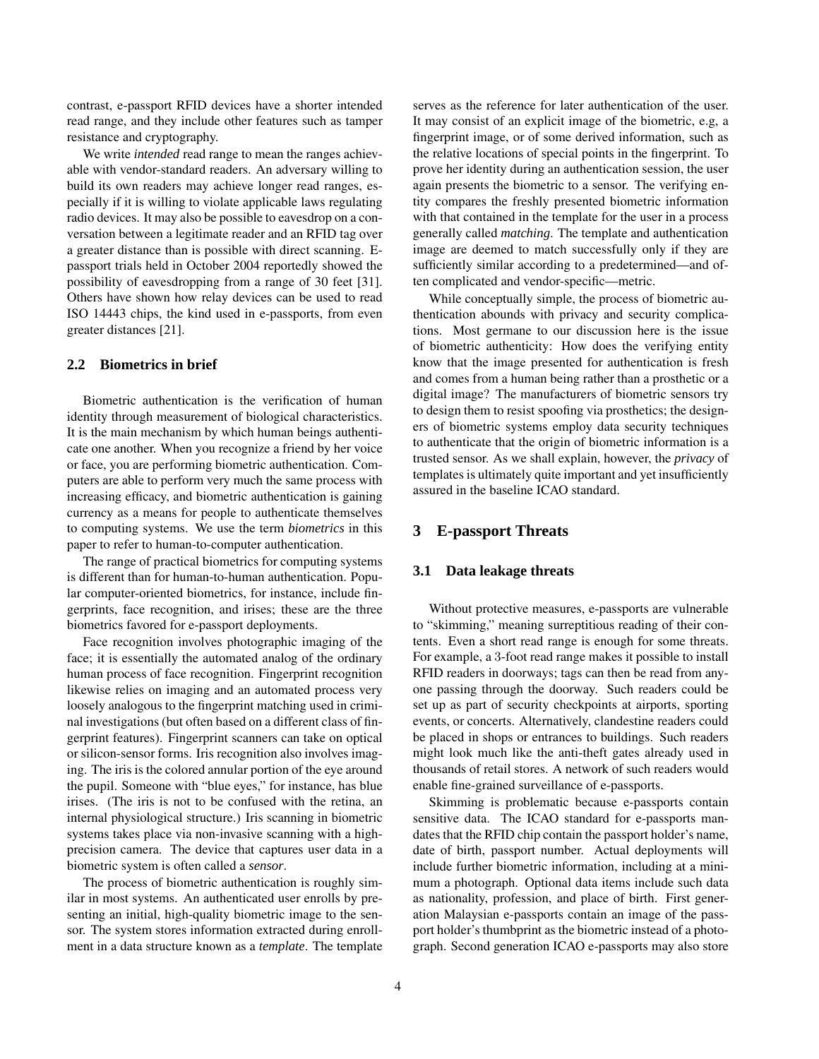contrast, e-passport RFID devices have a shorter intended read range, and they include other features such as tamper resistance and cryptography.

We write *intended* read range to mean the ranges achievable with vendor-standard readers. An adversary willing to build its own readers may achieve longer read ranges, especially if it is willing to violate applicable laws regulating radio devices. It may also be possible to eavesdrop on a conversation between a legitimate reader and an RFID tag over a greater distance than is possible with direct scanning. E-passport trials held in October 2004 reportedly showed the possibility of eavesdropping from a range of 30 feet [31]. Others have shown how relay devices can be used to read ISO 14443 chips, the kind used in e-passports, from even greater distances [21].

### 2.2 Biometrics in brief

Biometric authentication is the verification of human identity through measurement of biological characteristics. It is the main mechanism by which human beings authenticate one another. When you recognize a friend by her voice or face, you are performing biometric authentication. Computers are able to perform very much the same process with increasing efficacy, and biometric authentication is gaining currency as a means for people to authenticate themselves to computing systems. We use the term *biometrics* in this paper to refer to human-to-computer authentication.

The range of practical biometrics for computing systems is different than for human-to-human authentication. Popular computer-oriented biometrics, for instance, include fingerprints, face recognition, and irises; these are the three biometrics favored for e-passport deployments.

Face recognition involves photographic imaging of the face; it is essentially the automated analog of the ordinary human process of face recognition. Fingerprint recognition likewise relies on imaging and an automated process very loosely analogous to the fingerprint matching used in criminal investigations (but often based on a different class of fingerprint features). Fingerprint scanners can take on optical or silicon-sensor forms. Iris recognition also involves imaging. The iris is the colored annular portion of the eye around the pupil. Someone with "blue eyes," for instance, has blue irises. (The iris is not to be confused with the retina, an internal physiological structure.) Iris scanning in biometric systems takes place via non-invasive scanning with a high-precision camera. The device that captures user data in a biometric system is often called a *sensor*.

The process of biometric authentication is roughly similar in most systems. An authenticated user enrolls by presenting an initial, high-quality biometric image to the sensor. The system stores information extracted during enrollment in a data structure known as a *template*. The template serves as the reference for later authentication of the user. It may consist of an explicit image of the biometric, e.g, a fingerprint image, or of some derived information, such as the relative locations of special points in the fingerprint. To prove her identity during an authentication session, the user again presents the biometric to a sensor. The verifying entity compares the freshly presented biometric information with that contained in the template for the user in a process generally called *matching*. The template and authentication image are deemed to match successfully only if they are sufficiently similar according to a predetermined—and often complicated and vendor-specific—metric.

While conceptually simple, the process of biometric authentication abounds with privacy and security complications. Most germane to our discussion here is the issue of biometric authenticity: How does the verifying entity know that the image presented for authentication is fresh and comes from a human being rather than a prosthetic or a digital image? The manufacturers of biometric sensors try to design them to resist spoofing via prosthetics; the designers of biometric systems employ data security techniques to authenticate that the origin of biometric information is a trusted sensor. As we shall explain, however, the *privacy* of templates is ultimately quite important and yet insufficiently assured in the baseline ICAO standard.

## 3 E-passport Threats

### 3.1 Data leakage threats

Without protective measures, e-passports are vulnerable to "skimming," meaning surreptitious reading of their contents. Even a short read range is enough for some threats. For example, a 3-foot read range makes it possible to install RFID readers in doorways; tags can then be read from anyone passing through the doorway. Such readers could be set up as part of security checkpoints at airports, sporting events, or concerts. Alternatively, clandestine readers could be placed in shops or entrances to buildings. Such readers might look much like the anti-theft gates already used in thousands of retail stores. A network of such readers would enable fine-grained surveillance of e-passports.

Skimming is problematic because e-passports contain sensitive data. The ICAO standard for e-passports mandates that the RFID chip contain the passport holder's name, date of birth, passport number. Actual deployments will include further biometric information, including at a minimum a photograph. Optional data items include such data as nationality, profession, and place of birth. First generation Malaysian e-passports contain an image of the passport holder's thumbprint as the biometric instead of a photograph. Second generation ICAO e-passports may also store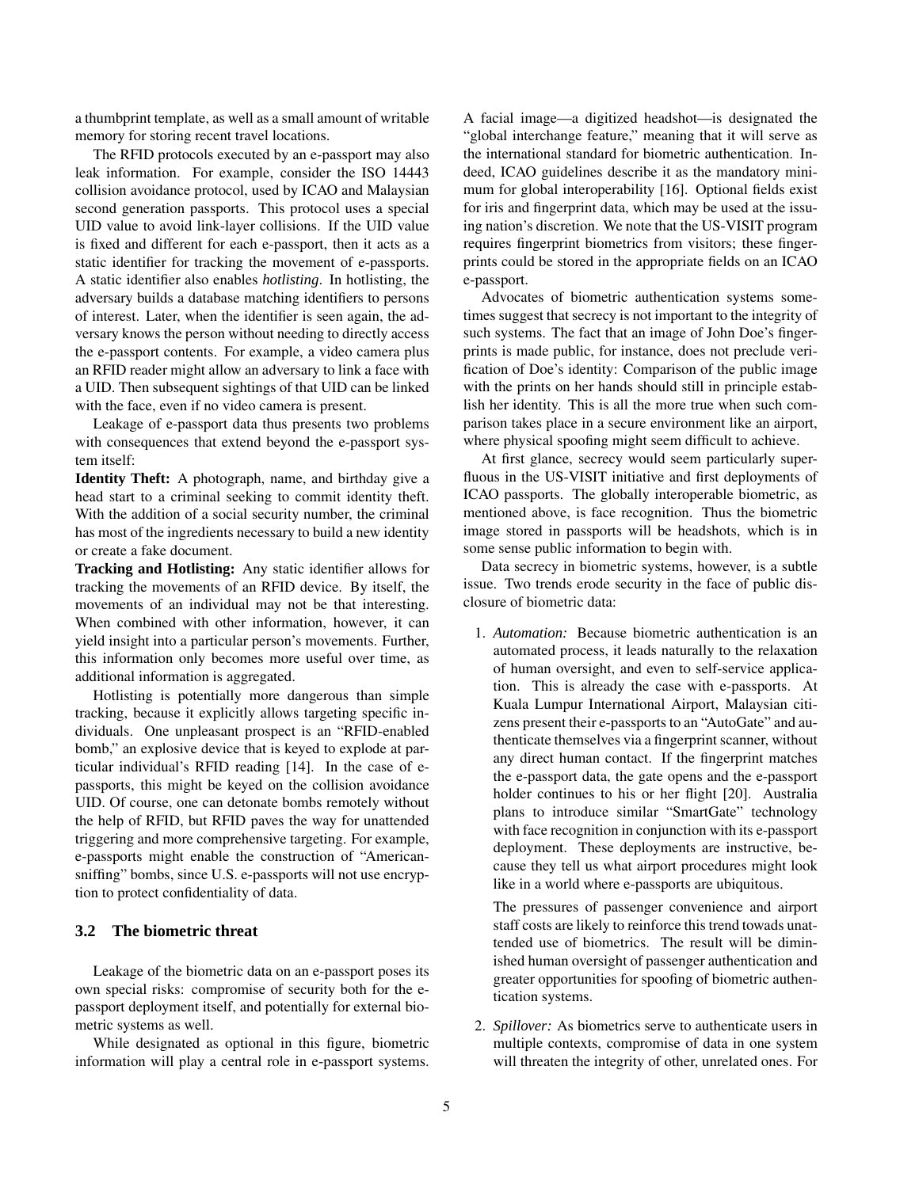a thumbprint template, as well as a small amount of writable memory for storing recent travel locations.

The RFID protocols executed by an e-passport may also leak information. For example, consider the ISO 14443 collision avoidance protocol, used by ICAO and Malaysian second generation passports. This protocol uses a special UID value to avoid link-layer collisions. If the UID value is fixed and different for each e-passport, then it acts as a static identifier for tracking the movement of e-passports. A static identifier also enables *hotlisting*. In hotlisting, the adversary builds a database matching identifiers to persons of interest. Later, when the identifier is seen again, the adversary knows the person without needing to directly access the e-passport contents. For example, a video camera plus an RFID reader might allow an adversary to link a face with a UID. Then subsequent sightings of that UID can be linked with the face, even if no video camera is present.

Leakage of e-passport data thus presents two problems with consequences that extend beyond the e-passport system itself:

**Identity Theft:** A photograph, name, and birthday give a head start to a criminal seeking to commit identity theft. With the addition of a social security number, the criminal has most of the ingredients necessary to build a new identity or create a fake document.

**Tracking and Hotlisting:** Any static identifier allows for tracking the movements of an RFID device. By itself, the movements of an individual may not be that interesting. When combined with other information, however, it can yield insight into a particular person's movements. Further, this information only becomes more useful over time, as additional information is aggregated.

Hotlisting is potentially more dangerous than simple tracking, because it explicitly allows targeting specific individuals. One unpleasant prospect is an "RFID-enabled bomb," an explosive device that is keyed to explode at particular individual's RFID reading [14]. In the case of e-passports, this might be keyed on the collision avoidance UID. Of course, one can detonate bombs remotely without the help of RFID, but RFID paves the way for unattended triggering and more comprehensive targeting. For example, e-passports might enable the construction of "American-sniffing" bombs, since U.S. e-passports will not use encryption to protect confidentiality of data.

### 3.2 The biometric threat

Leakage of the biometric data on an e-passport poses its own special risks: compromise of security both for the e-passport deployment itself, and potentially for external biometric systems as well.

While designated as optional in this figure, biometric information will play a central role in e-passport systems. A facial image—a digitized headshot—is designated the "global interchange feature," meaning that it will serve as the international standard for biometric authentication. Indeed, ICAO guidelines describe it as the mandatory minimum for global interoperability [16]. Optional fields exist for iris and fingerprint data, which may be used at the issuing nation's discretion. We note that the US-VISIT program requires fingerprint biometrics from visitors; these fingerprints could be stored in the appropriate fields on an ICAO e-passport.

Advocates of biometric authentication systems sometimes suggest that secrecy is not important to the integrity of such systems. The fact that an image of John Doe's fingerprints is made public, for instance, does not preclude verification of Doe's identity: Comparison of the public image with the prints on her hands should still in principle establish her identity. This is all the more true when such comparison takes place in a secure environment like an airport, where physical spoofing might seem difficult to achieve.

At first glance, secrecy would seem particularly superfluous in the US-VISIT initiative and first deployments of ICAO passports. The globally interoperable biometric, as mentioned above, is face recognition. Thus the biometric image stored in passports will be headshots, which is in some sense public information to begin with.

Data secrecy in biometric systems, however, is a subtle issue. Two trends erode security in the face of public disclosure of biometric data:

1. *Automation:* Because biometric authentication is an automated process, it leads naturally to the relaxation of human oversight, and even to self-service application. This is already the case with e-passports. At Kuala Lumpur International Airport, Malaysian citizens present their e-passports to an "AutoGate" and authenticate themselves via a fingerprint scanner, without any direct human contact. If the fingerprint matches the e-passport data, the gate opens and the e-passport holder continues to his or her flight [20]. Australia plans to introduce similar "SmartGate" technology with face recognition in conjunction with its e-passport deployment. These deployments are instructive, because they tell us what airport procedures might look like in a world where e-passports are ubiquitous.

   The pressures of passenger convenience and airport staff costs are likely to reinforce this trend towads unattended use of biometrics. The result will be diminished human oversight of passenger authentication and greater opportunities for spoofing of biometric authentication systems.

2. *Spillover:* As biometrics serve to authenticate users in multiple contexts, compromise of data in one system will threaten the integrity of other, unrelated ones. For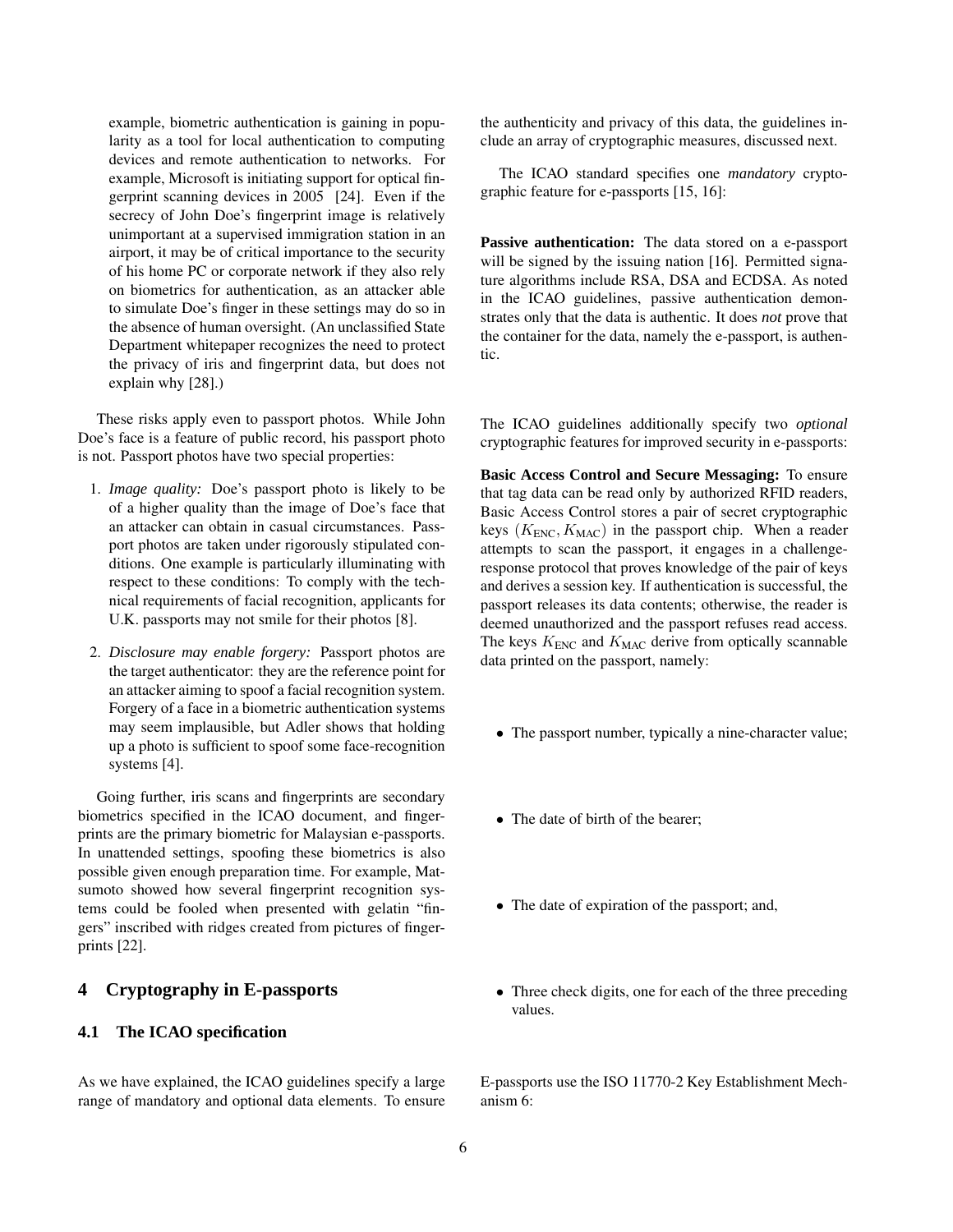example, biometric authentication is gaining in popularity as a tool for local authentication to computing devices and remote authentication to networks. For example, Microsoft is initiating support for optical fingerprint scanning devices in 2005 [24]. Even if the secrecy of John Doe's fingerprint image is relatively unimportant at a supervised immigration station in an airport, it may be of critical importance to the security of his home PC or corporate network if they also rely on biometrics for authentication, as an attacker able to simulate Doe's finger in these settings may do so in the absence of human oversight. (An unclassified State Department whitepaper recognizes the need to protect the privacy of iris and fingerprint data, but does not explain why [28].)

These risks apply even to passport photos. While John Doe's face is a feature of public record, his passport photo is not. Passport photos have two special properties:

1. *Image quality:* Doe's passport photo is likely to be of a higher quality than the image of Doe's face that an attacker can obtain in casual circumstances. Passport photos are taken under rigorously stipulated conditions. One example is particularly illuminating with respect to these conditions: To comply with the technical requirements of facial recognition, applicants for U.K. passports may not smile for their photos [8].
2. *Disclosure may enable forgery:* Passport photos are the target authenticator: they are the reference point for an attacker aiming to spoof a facial recognition system. Forgery of a face in a biometric authentication systems may seem implausible, but Adler shows that holding up a photo is sufficient to spoof some face-recognition systems [4].

Going further, iris scans and fingerprints are secondary biometrics specified in the ICAO document, and fingerprints are the primary biometric for Malaysian e-passports. In unattended settings, spoofing these biometrics is also possible given enough preparation time. For example, Matsumoto showed how several fingerprint recognition systems could be fooled when presented with gelatin "fingers" inscribed with ridges created from pictures of fingerprints [22].

## 4 Cryptography in E-passports

### 4.1 The ICAO specification

As we have explained, the ICAO guidelines specify a large range of mandatory and optional data elements. To ensure the authenticity and privacy of this data, the guidelines include an array of cryptographic measures, discussed next.

The ICAO standard specifies one *mandatory* cryptographic feature for e-passports [15, 16]:

**Passive authentication:** The data stored on a e-passport will be signed by the issuing nation [16]. Permitted signature algorithms include RSA, DSA and ECDSA. As noted in the ICAO guidelines, passive authentication demonstrates only that the data is authentic. It does *not* prove that the container for the data, namely the e-passport, is authentic.

The ICAO guidelines additionally specify two *optional* cryptographic features for improved security in e-passports:

**Basic Access Control and Secure Messaging:** To ensure that tag data can be read only by authorized RFID readers, Basic Access Control stores a pair of secret cryptographic keys $(K_{\text{ENC}}, K_{\text{MAC}})$ in the passport chip. When a reader attempts to scan the passport, it engages in a challenge-response protocol that proves knowledge of the pair of keys and derives a session key. If authentication is successful, the passport releases its data contents; otherwise, the reader is deemed unauthorized and the passport refuses read access. The keys $K_{\text{ENC}}$ and $K_{\text{MAC}}$ derive from optically scannable data printed on the passport, namely:

- The passport number, typically a nine-character value;
- The date of birth of the bearer;
- The date of expiration of the passport; and,
- Three check digits, one for each of the three preceding values.

E-passports use the ISO 11770-2 Key Establishment Mechanism 6: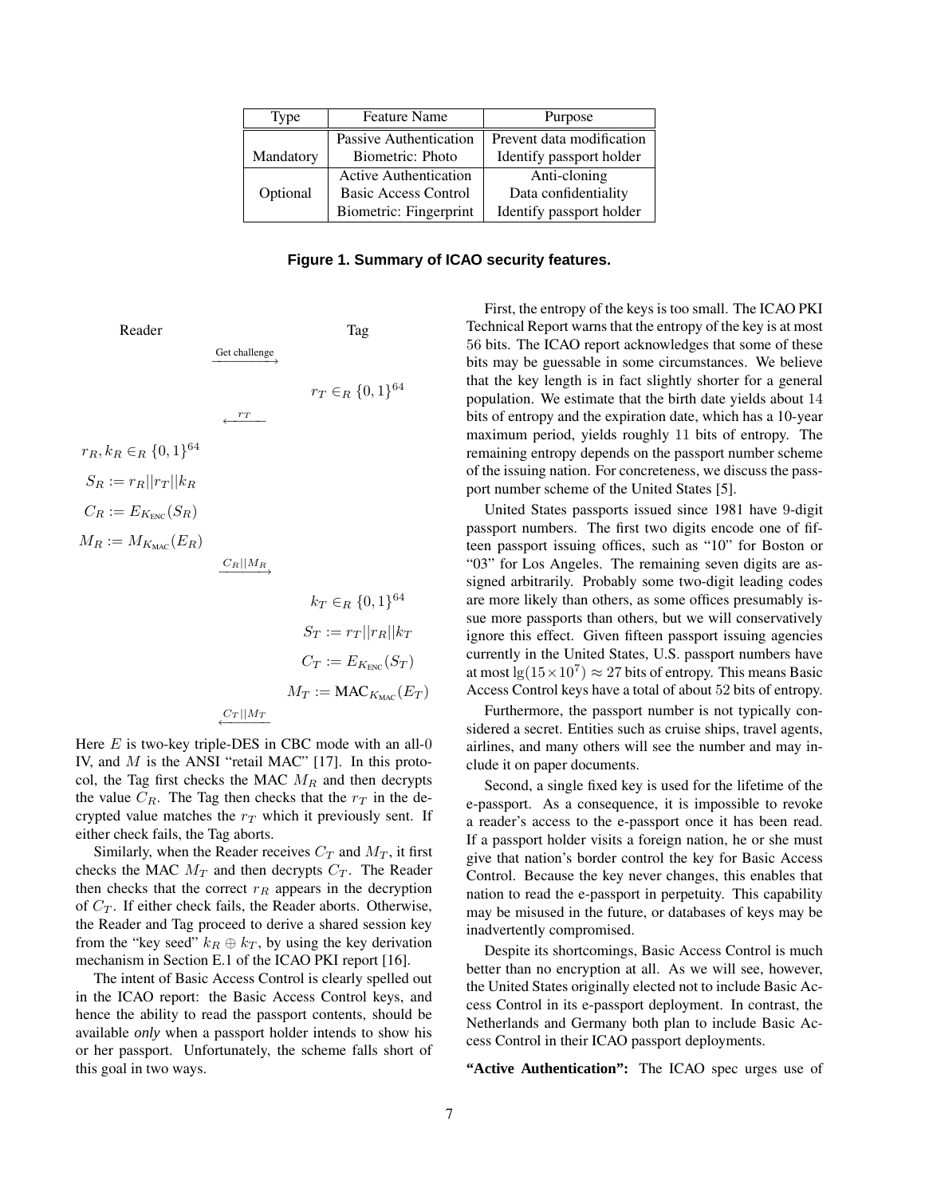| Type | Feature Name | Purpose |
|---|---|---|
| Mandatory | Passive Authentication | Prevent data modification |
| | Biometric: Photo | Identify passport holder |
| Optional | Active Authentication | Anti-cloning |
| | Basic Access Control | Data confidentiality |
| | Biometric: Fingerprint | Identify passport holder |

**Figure 1. Summary of ICAO security features.**

Reader — Tag

Reader $\xrightarrow{\text{Get challenge}}$ Tag

Tag: $r_T \in_R \{0,1\}^{64}$

Tag $\xrightarrow{r_T}$ Reader

Reader:

$$r_R, k_R \in_R \{0,1\}^{64}$$

$$S_R := r_R || r_T || k_R$$

$$C_R := E_{K_{\text{ENC}}}(S_R)$$

$$M_R := M_{K_{\text{MAC}}}(E_R)$$

Reader $\xrightarrow{C_R || M_R}$ Tag

Tag:

$$k_T \in_R \{0,1\}^{64}$$

$$S_T := r_T || r_R || k_T$$

$$C_T := E_{K_{\text{ENC}}}(S_T)$$

$$M_T := \text{MAC}_{K_{\text{MAC}}}(E_T)$$

Tag $\xrightarrow{C_T || M_T}$ Reader

Here $E$ is two-key triple-DES in CBC mode with an all-0 IV, and $M$ is the ANSI "retail MAC" [17]. In this protocol, the Tag first checks the MAC $M_R$ and then decrypts the value $C_R$. The Tag then checks that the $r_T$ in the decrypted value matches the $r_T$ which it previously sent. If either check fails, the Tag aborts.

Similarly, when the Reader receives $C_T$ and $M_T$, it first checks the MAC $M_T$ and then decrypts $C_T$. The Reader then checks that the correct $r_R$ appears in the decryption of $C_T$. If either check fails, the Reader aborts. Otherwise, the Reader and Tag proceed to derive a shared session key from the "key seed" $k_R \oplus k_T$, by using the key derivation mechanism in Section E.1 of the ICAO PKI report [16].

The intent of Basic Access Control is clearly spelled out in the ICAO report: the Basic Access Control keys, and hence the ability to read the passport contents, should be available *only* when a passport holder intends to show his or her passport. Unfortunately, the scheme falls short of this goal in two ways.

First, the entropy of the keys is too small. The ICAO PKI Technical Report warns that the entropy of the key is at most 56 bits. The ICAO report acknowledges that some of these bits may be guessable in some circumstances. We believe that the key length is in fact slightly shorter for a general population. We estimate that the birth date yields about 14 bits of entropy and the expiration date, which has a 10-year maximum period, yields roughly 11 bits of entropy. The remaining entropy depends on the passport number scheme of the issuing nation. For concreteness, we discuss the passport number scheme of the United States [5].

United States passports issued since 1981 have 9-digit passport numbers. The first two digits encode one of fifteen passport issuing offices, such as "10" for Boston or "03" for Los Angeles. The remaining seven digits are assigned arbitrarily. Probably some two-digit leading codes are more likely than others, as some offices presumably issue more passports than others, but we will conservatively ignore this effect. Given fifteen passport issuing agencies currently in the United States, U.S. passport numbers have at most $\lg(15 \times 10^7) \approx 27$ bits of entropy. This means Basic Access Control keys have a total of about 52 bits of entropy.

Furthermore, the passport number is not typically considered a secret. Entities such as cruise ships, travel agents, airlines, and many others will see the number and may include it on paper documents.

Second, a single fixed key is used for the lifetime of the e-passport. As a consequence, it is impossible to revoke a reader's access to the e-passport once it has been read. If a passport holder visits a foreign nation, he or she must give that nation's border control the key for Basic Access Control. Because the key never changes, this enables that nation to read the e-passport in perpetuity. This capability may be misused in the future, or databases of keys may be inadvertently compromised.

Despite its shortcomings, Basic Access Control is much better than no encryption at all. As we will see, however, the United States originally elected not to include Basic Access Control in its e-passport deployment. In contrast, the Netherlands and Germany both plan to include Basic Access Control in their ICAO passport deployments.

**"Active Authentication":** The ICAO spec urges use of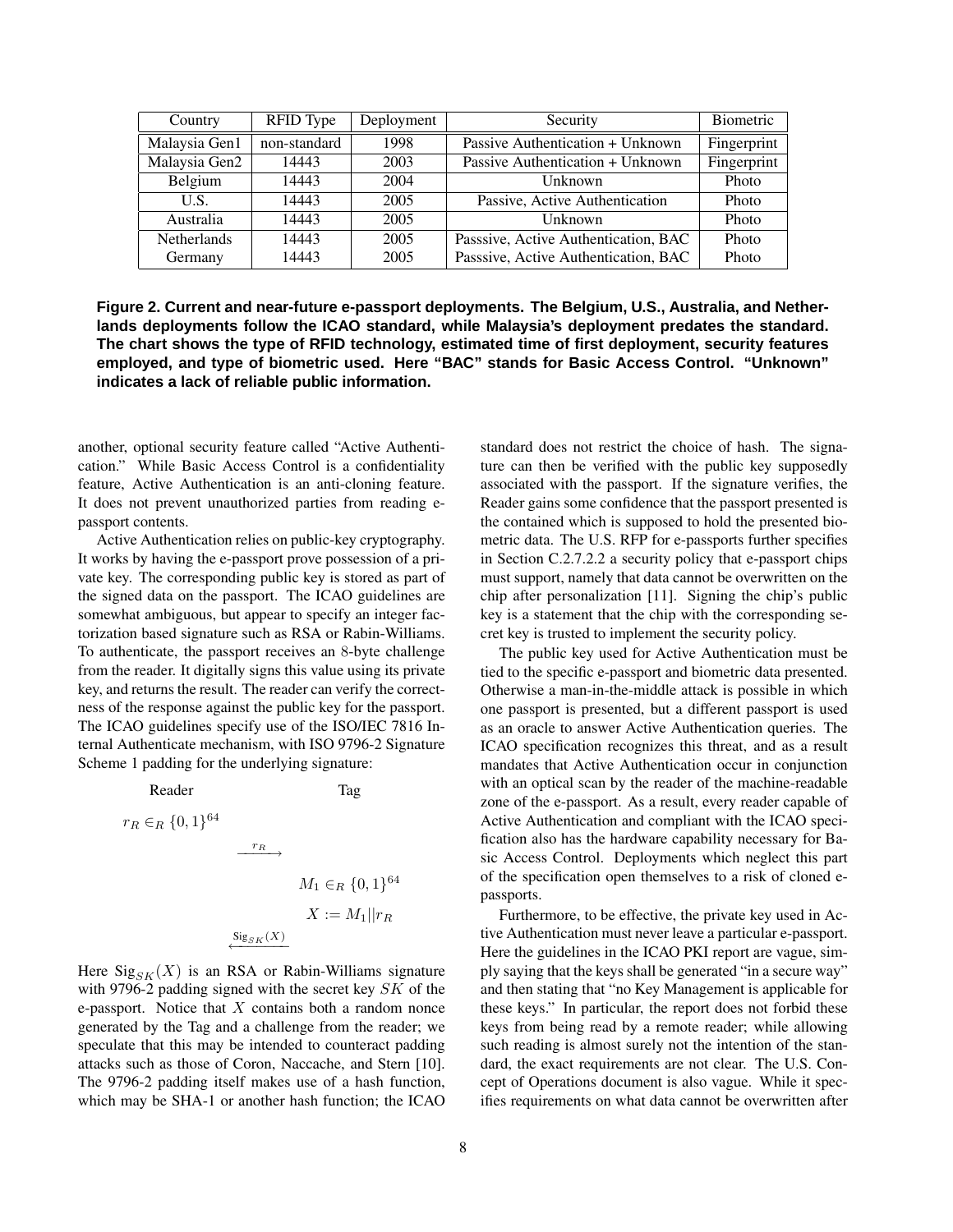| Country | RFID Type | Deployment | Security | Biometric |
|---|---|---|---|---|
| Malaysia Gen1 | non-standard | 1998 | Passive Authentication + Unknown | Fingerprint |
| Malaysia Gen2 | 14443 | 2003 | Passive Authentication + Unknown | Fingerprint |
| Belgium | 14443 | 2004 | Unknown | Photo |
| U.S. | 14443 | 2005 | Passive, Active Authentication | Photo |
| Australia | 14443 | 2005 | Unknown | Photo |
| Netherlands | 14443 | 2005 | Passsive, Active Authentication, BAC | Photo |
| Germany | 14443 | 2005 | Passsive, Active Authentication, BAC | Photo |

**Figure 2. Current and near-future e-passport deployments. The Belgium, U.S., Australia, and Netherlands deployments follow the ICAO standard, while Malaysia's deployment predates the standard. The chart shows the type of RFID technology, estimated time of first deployment, security features employed, and type of biometric used. Here "BAC" stands for Basic Access Control. "Unknown" indicates a lack of reliable public information.**

another, optional security feature called "Active Authentication." While Basic Access Control is a confidentiality feature, Active Authentication is an anti-cloning feature. It does not prevent unauthorized parties from reading e-passport contents.

Active Authentication relies on public-key cryptography. It works by having the e-passport prove possession of a private key. The corresponding public key is stored as part of the signed data on the passport. The ICAO guidelines are somewhat ambiguous, but appear to specify an integer factorization based signature such as RSA or Rabin-Williams. To authenticate, the passport receives an 8-byte challenge from the reader. It digitally signs this value using its private key, and returns the result. The reader can verify the correctness of the response against the public key for the passport. The ICAO guidelines specify use of the ISO/IEC 7816 Internal Authenticate mechanism, with ISO 9796-2 Signature Scheme 1 padding for the underlying signature:

$$
\begin{array}{ccc}
\text{Reader} & & \text{Tag} \\
r_R \in_R \{0,1\}^{64} & & \\
 & \xrightarrow{r_R} & \\
 & & M_1 \in_R \{0,1\}^{64} \\
 & & X := M_1 || r_R \\
 & \xleftarrow{\text{Sig}_{SK}(X)} &
\end{array}
$$

Here $\text{Sig}_{SK}(X)$ is an RSA or Rabin-Williams signature with 9796-2 padding signed with the secret key $SK$ of the e-passport. Notice that $X$ contains both a random nonce generated by the Tag and a challenge from the reader; we speculate that this may be intended to counteract padding attacks such as those of Coron, Naccache, and Stern [10]. The 9796-2 padding itself makes use of a hash function, which may be SHA-1 or another hash function; the ICAO standard does not restrict the choice of hash. The signature can then be verified with the public key supposedly associated with the passport. If the signature verifies, the Reader gains some confidence that the passport presented is the contained which is supposed to hold the presented biometric data. The U.S. RFP for e-passports further specifies in Section C.2.7.2.2 a security policy that e-passport chips must support, namely that data cannot be overwritten on the chip after personalization [11]. Signing the chip's public key is a statement that the chip with the corresponding secret key is trusted to implement the security policy.

The public key used for Active Authentication must be tied to the specific e-passport and biometric data presented. Otherwise a man-in-the-middle attack is possible in which one passport is presented, but a different passport is used as an oracle to answer Active Authentication queries. The ICAO specification recognizes this threat, and as a result mandates that Active Authentication occur in conjunction with an optical scan by the reader of the machine-readable zone of the e-passport. As a result, every reader capable of Active Authentication and compliant with the ICAO specification also has the hardware capability necessary for Basic Access Control. Deployments which neglect this part of the specification open themselves to a risk of cloned e-passports.

Furthermore, to be effective, the private key used in Active Authentication must never leave a particular e-passport. Here the guidelines in the ICAO PKI report are vague, simply saying that the keys shall be generated "in a secure way" and then stating that "no Key Management is applicable for these keys." In particular, the report does not forbid these keys from being read by a remote reader; while allowing such reading is almost surely not the intention of the standard, the exact requirements are not clear. The U.S. Concept of Operations document is also vague. While it specifies requirements on what data cannot be overwritten after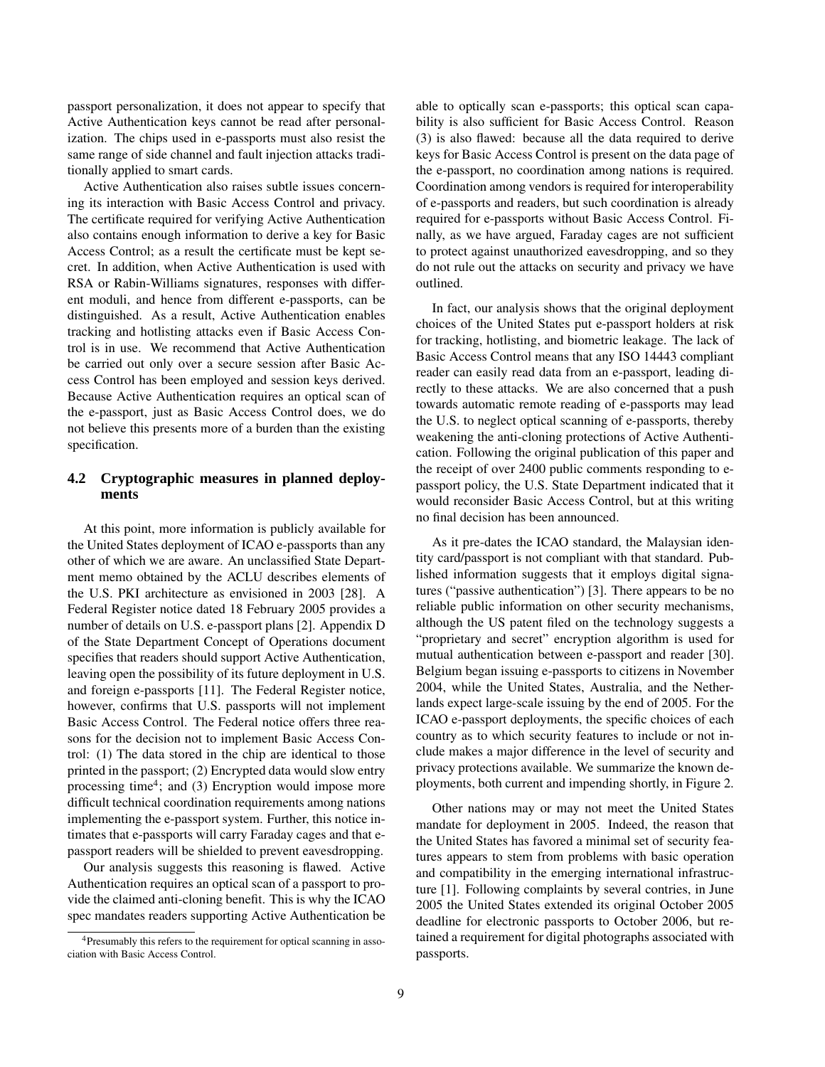passport personalization, it does not appear to specify that Active Authentication keys cannot be read after personalization. The chips used in e-passports must also resist the same range of side channel and fault injection attacks traditionally applied to smart cards.

Active Authentication also raises subtle issues concerning its interaction with Basic Access Control and privacy. The certificate required for verifying Active Authentication also contains enough information to derive a key for Basic Access Control; as a result the certificate must be kept secret. In addition, when Active Authentication is used with RSA or Rabin-Williams signatures, responses with different moduli, and hence from different e-passports, can be distinguished. As a result, Active Authentication enables tracking and hotlisting attacks even if Basic Access Control is in use. We recommend that Active Authentication be carried out only over a secure session after Basic Access Control has been employed and session keys derived. Because Active Authentication requires an optical scan of the e-passport, just as Basic Access Control does, we do not believe this presents more of a burden than the existing specification.

### 4.2 Cryptographic measures in planned deployments

At this point, more information is publicly available for the United States deployment of ICAO e-passports than any other of which we are aware. An unclassified State Department memo obtained by the ACLU describes elements of the U.S. PKI architecture as envisioned in 2003 [28]. A Federal Register notice dated 18 February 2005 provides a number of details on U.S. e-passport plans [2]. Appendix D of the State Department Concept of Operations document specifies that readers should support Active Authentication, leaving open the possibility of its future deployment in U.S. and foreign e-passports [11]. The Federal Register notice, however, confirms that U.S. passports will not implement Basic Access Control. The Federal notice offers three reasons for the decision not to implement Basic Access Control: (1) The data stored in the chip are identical to those printed in the passport; (2) Encrypted data would slow entry processing time[4]; and (3) Encryption would impose more difficult technical coordination requirements among nations implementing the e-passport system. Further, this notice intimates that e-passports will carry Faraday cages and that e-passport readers will be shielded to prevent eavesdropping.

Our analysis suggests this reasoning is flawed. Active Authentication requires an optical scan of a passport to provide the claimed anti-cloning benefit. This is why the ICAO spec mandates readers supporting Active Authentication be able to optically scan e-passports; this optical scan capability is also sufficient for Basic Access Control. Reason (3) is also flawed: because all the data required to derive keys for Basic Access Control is present on the data page of the e-passport, no coordination among nations is required. Coordination among vendors is required for interoperability of e-passports and readers, but such coordination is already required for e-passports without Basic Access Control. Finally, as we have argued, Faraday cages are not sufficient to protect against unauthorized eavesdropping, and so they do not rule out the attacks on security and privacy we have outlined.

In fact, our analysis shows that the original deployment choices of the United States put e-passport holders at risk for tracking, hotlisting, and biometric leakage. The lack of Basic Access Control means that any ISO 14443 compliant reader can easily read data from an e-passport, leading directly to these attacks. We are also concerned that a push towards automatic remote reading of e-passports may lead the U.S. to neglect optical scanning of e-passports, thereby weakening the anti-cloning protections of Active Authentication. Following the original publication of this paper and the receipt of over 2400 public comments responding to e-passport policy, the U.S. State Department indicated that it would reconsider Basic Access Control, but at this writing no final decision has been announced.

As it pre-dates the ICAO standard, the Malaysian identity card/passport is not compliant with that standard. Published information suggests that it employs digital signatures ("passive authentication") [3]. There appears to be no reliable public information on other security mechanisms, although the US patent filed on the technology suggests a "proprietary and secret" encryption algorithm is used for mutual authentication between e-passport and reader [30]. Belgium began issuing e-passports to citizens in November 2004, while the United States, Australia, and the Netherlands expect large-scale issuing by the end of 2005. For the ICAO e-passport deployments, the specific choices of each country as to which security features to include or not include makes a major difference in the level of security and privacy protections available. We summarize the known deployments, both current and impending shortly, in Figure 2.

Other nations may or may not meet the United States mandate for deployment in 2005. Indeed, the reason that the United States has favored a minimal set of security features appears to stem from problems with basic operation and compatibility in the emerging international infrastructure [1]. Following complaints by several contries, in June 2005 the United States extended its original October 2005 deadline for electronic passports to October 2006, but retained a requirement for digital photographs associated with passports.

[4] Presumably this refers to the requirement for optical scanning in association with Basic Access Control.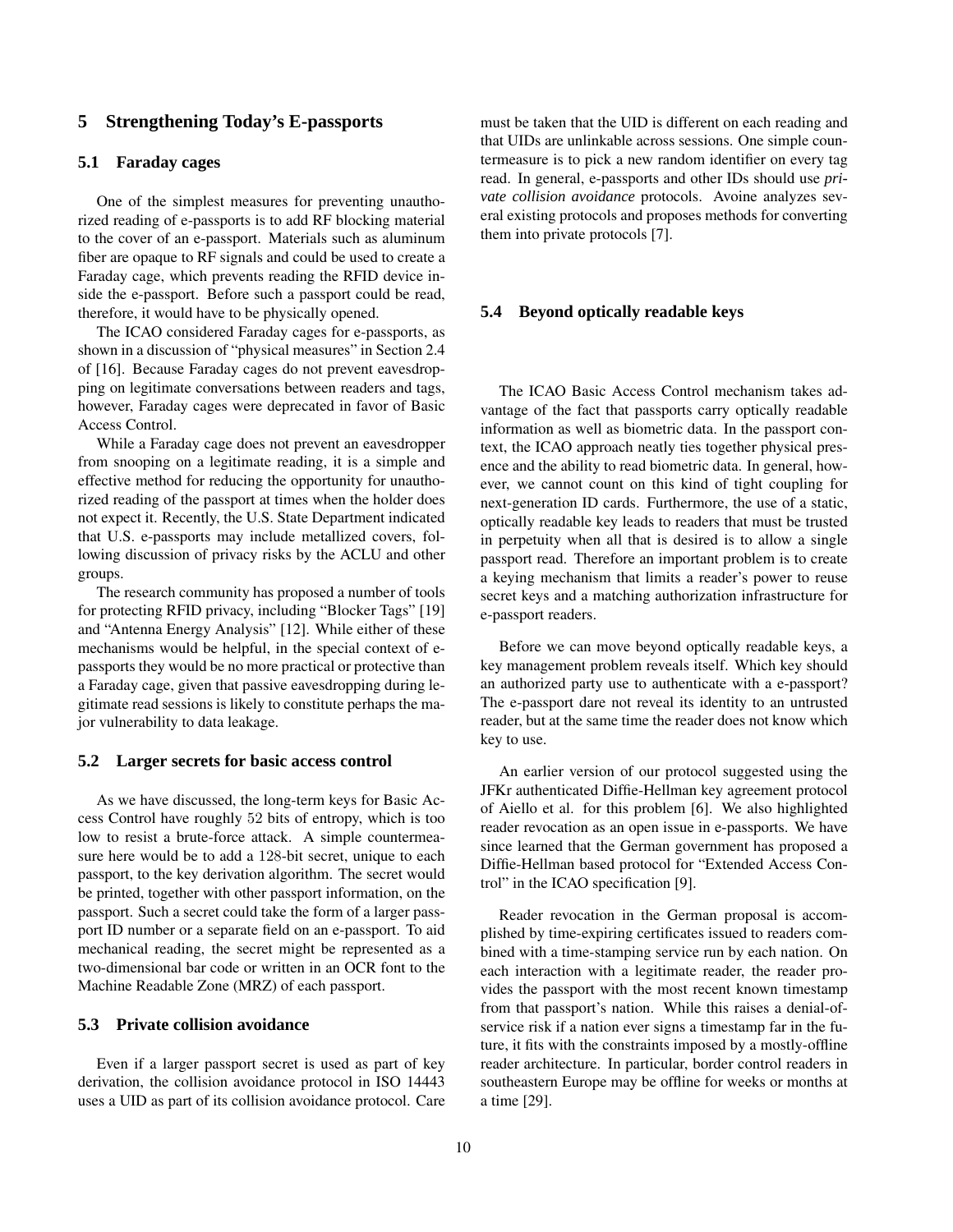## 5 Strengthening Today's E-passports

### 5.1 Faraday cages

One of the simplest measures for preventing unauthorized reading of e-passports is to add RF blocking material to the cover of an e-passport. Materials such as aluminum fiber are opaque to RF signals and could be used to create a Faraday cage, which prevents reading the RFID device inside the e-passport. Before such a passport could be read, therefore, it would have to be physically opened.

The ICAO considered Faraday cages for e-passports, as shown in a discussion of "physical measures" in Section 2.4 of [16]. Because Faraday cages do not prevent eavesdropping on legitimate conversations between readers and tags, however, Faraday cages were deprecated in favor of Basic Access Control.

While a Faraday cage does not prevent an eavesdropper from snooping on a legitimate reading, it is a simple and effective method for reducing the opportunity for unauthorized reading of the passport at times when the holder does not expect it. Recently, the U.S. State Department indicated that U.S. e-passports may include metallized covers, following discussion of privacy risks by the ACLU and other groups.

The research community has proposed a number of tools for protecting RFID privacy, including "Blocker Tags" [19] and "Antenna Energy Analysis" [12]. While either of these mechanisms would be helpful, in the special context of e-passports they would be no more practical or protective than a Faraday cage, given that passive eavesdropping during legitimate read sessions is likely to constitute perhaps the major vulnerability to data leakage.

### 5.2 Larger secrets for basic access control

As we have discussed, the long-term keys for Basic Access Control have roughly 52 bits of entropy, which is too low to resist a brute-force attack. A simple countermeasure here would be to add a 128-bit secret, unique to each passport, to the key derivation algorithm. The secret would be printed, together with other passport information, on the passport. Such a secret could take the form of a larger passport ID number or a separate field on an e-passport. To aid mechanical reading, the secret might be represented as a two-dimensional bar code or written in an OCR font to the Machine Readable Zone (MRZ) of each passport.

### 5.3 Private collision avoidance

Even if a larger passport secret is used as part of key derivation, the collision avoidance protocol in ISO 14443 uses a UID as part of its collision avoidance protocol. Care must be taken that the UID is different on each reading and that UIDs are unlinkable across sessions. One simple countermeasure is to pick a new random identifier on every tag read. In general, e-passports and other IDs should use *private collision avoidance* protocols. Avoine analyzes several existing protocols and proposes methods for converting them into private protocols [7].

### 5.4 Beyond optically readable keys

The ICAO Basic Access Control mechanism takes advantage of the fact that passports carry optically readable information as well as biometric data. In the passport context, the ICAO approach neatly ties together physical presence and the ability to read biometric data. In general, however, we cannot count on this kind of tight coupling for next-generation ID cards. Furthermore, the use of a static, optically readable key leads to readers that must be trusted in perpetuity when all that is desired is to allow a single passport read. Therefore an important problem is to create a keying mechanism that limits a reader's power to reuse secret keys and a matching authorization infrastructure for e-passport readers.

Before we can move beyond optically readable keys, a key management problem reveals itself. Which key should an authorized party use to authenticate with a e-passport? The e-passport dare not reveal its identity to an untrusted reader, but at the same time the reader does not know which key to use.

An earlier version of our protocol suggested using the JFKr authenticated Diffie-Hellman key agreement protocol of Aiello et al. for this problem [6]. We also highlighted reader revocation as an open issue in e-passports. We have since learned that the German government has proposed a Diffie-Hellman based protocol for "Extended Access Control" in the ICAO specification [9].

Reader revocation in the German proposal is accomplished by time-expiring certificates issued to readers combined with a time-stamping service run by each nation. On each interaction with a legitimate reader, the reader provides the passport with the most recent known timestamp from that passport's nation. While this raises a denial-of-service risk if a nation ever signs a timestamp far in the future, it fits with the constraints imposed by a mostly-offline reader architecture. In particular, border control readers in southeastern Europe may be offline for weeks or months at a time [29].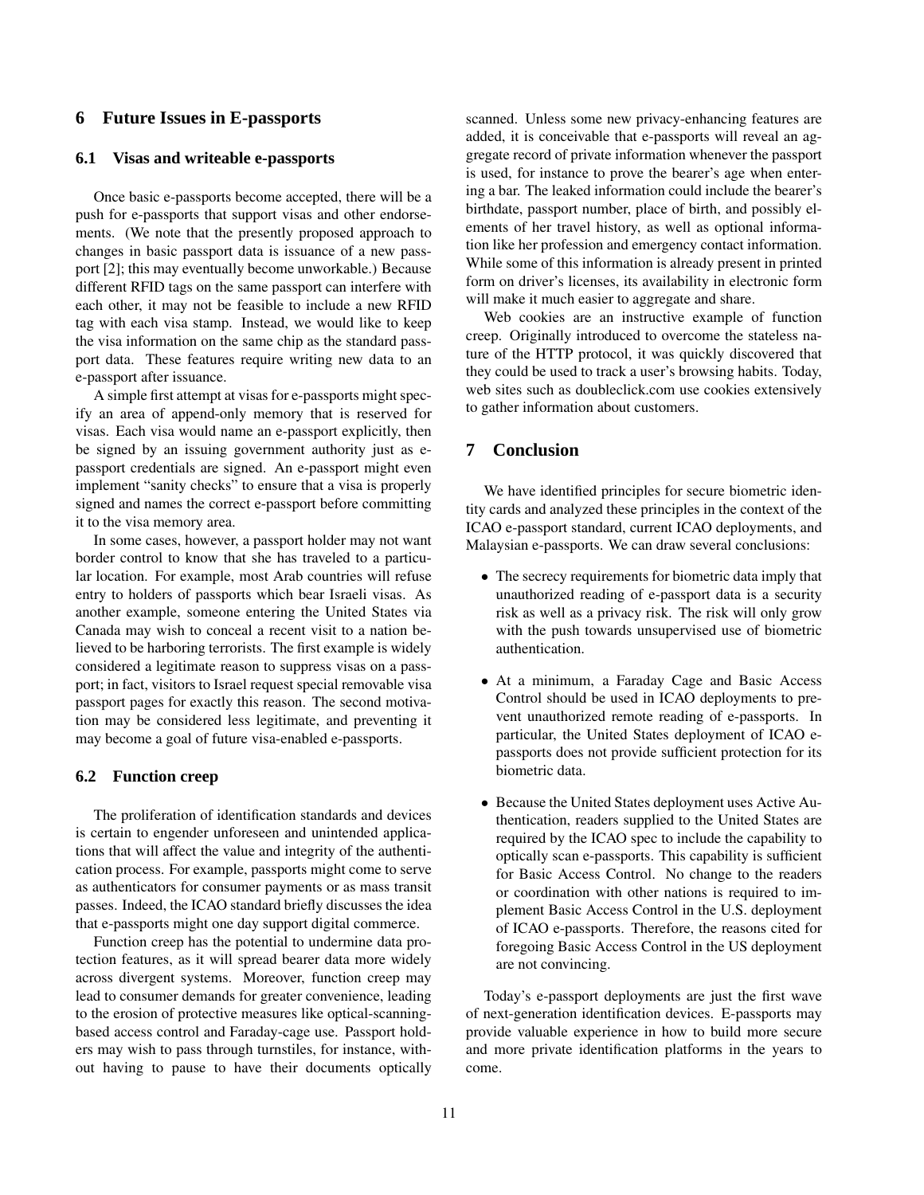## 6 Future Issues in E-passports

### 6.1 Visas and writeable e-passports

Once basic e-passports become accepted, there will be a push for e-passports that support visas and other endorsements. (We note that the presently proposed approach to changes in basic passport data is issuance of a new passport [2]; this may eventually become unworkable.) Because different RFID tags on the same passport can interfere with each other, it may not be feasible to include a new RFID tag with each visa stamp. Instead, we would like to keep the visa information on the same chip as the standard passport data. These features require writing new data to an e-passport after issuance.

A simple first attempt at visas for e-passports might specify an area of append-only memory that is reserved for visas. Each visa would name an e-passport explicitly, then be signed by an issuing government authority just as e-passport credentials are signed. An e-passport might even implement "sanity checks" to ensure that a visa is properly signed and names the correct e-passport before committing it to the visa memory area.

In some cases, however, a passport holder may not want border control to know that she has traveled to a particular location. For example, most Arab countries will refuse entry to holders of passports which bear Israeli visas. As another example, someone entering the United States via Canada may wish to conceal a recent visit to a nation believed to be harboring terrorists. The first example is widely considered a legitimate reason to suppress visas on a passport; in fact, visitors to Israel request special removable visa passport pages for exactly this reason. The second motivation may be considered less legitimate, and preventing it may become a goal of future visa-enabled e-passports.

### 6.2 Function creep

The proliferation of identification standards and devices is certain to engender unforeseen and unintended applications that will affect the value and integrity of the authentication process. For example, passports might come to serve as authenticators for consumer payments or as mass transit passes. Indeed, the ICAO standard briefly discusses the idea that e-passports might one day support digital commerce.

Function creep has the potential to undermine data protection features, as it will spread bearer data more widely across divergent systems. Moreover, function creep may lead to consumer demands for greater convenience, leading to the erosion of protective measures like optical-scanning-based access control and Faraday-cage use. Passport holders may wish to pass through turnstiles, for instance, without having to pause to have their documents optically scanned. Unless some new privacy-enhancing features are added, it is conceivable that e-passports will reveal an aggregate record of private information whenever the passport is used, for instance to prove the bearer's age when entering a bar. The leaked information could include the bearer's birthdate, passport number, place of birth, and possibly elements of her travel history, as well as optional information like her profession and emergency contact information. While some of this information is already present in printed form on driver's licenses, its availability in electronic form will make it much easier to aggregate and share.

Web cookies are an instructive example of function creep. Originally introduced to overcome the stateless nature of the HTTP protocol, it was quickly discovered that they could be used to track a user's browsing habits. Today, web sites such as doubleclick.com use cookies extensively to gather information about customers.

## 7 Conclusion

We have identified principles for secure biometric identity cards and analyzed these principles in the context of the ICAO e-passport standard, current ICAO deployments, and Malaysian e-passports. We can draw several conclusions:

- The secrecy requirements for biometric data imply that unauthorized reading of e-passport data is a security risk as well as a privacy risk. The risk will only grow with the push towards unsupervised use of biometric authentication.
- At a minimum, a Faraday Cage and Basic Access Control should be used in ICAO deployments to prevent unauthorized remote reading of e-passports. In particular, the United States deployment of ICAO e-passports does not provide sufficient protection for its biometric data.
- Because the United States deployment uses Active Authentication, readers supplied to the United States are required by the ICAO spec to include the capability to optically scan e-passports. This capability is sufficient for Basic Access Control. No change to the readers or coordination with other nations is required to implement Basic Access Control in the U.S. deployment of ICAO e-passports. Therefore, the reasons cited for foregoing Basic Access Control in the US deployment are not convincing.

Today's e-passport deployments are just the first wave of next-generation identification devices. E-passports may provide valuable experience in how to build more secure and more private identification platforms in the years to come.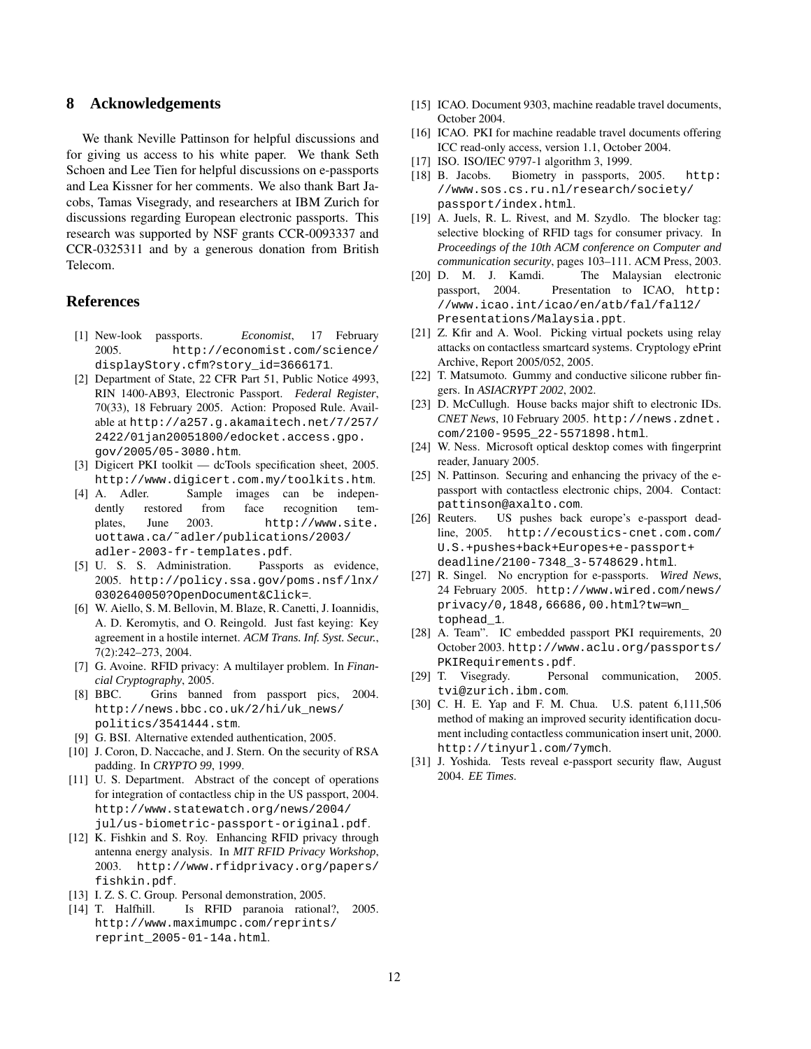## 8 Acknowledgements

We thank Neville Pattinson for helpful discussions and for giving us access to his white paper. We thank Seth Schoen and Lee Tien for helpful discussions on e-passports and Lea Kissner for her comments. We also thank Bart Jacobs, Tamas Visegrady, and researchers at IBM Zurich for discussions regarding European electronic passports. This research was supported by NSF grants CCR-0093337 and CCR-0325311 and by a generous donation from British Telecom.

## References

[1] New-look passports. *Economist*, 17 February 2005. http://economist.com/science/displayStory.cfm?story_id=3666171.

[2] Department of State, 22 CFR Part 51, Public Notice 4993, RIN 1400-AB93, Electronic Passport. *Federal Register*, 70(33), 18 February 2005. Action: Proposed Rule. Available at http://a257.g.akamaitech.net/7/257/2422/01jan20051800/edocket.access.gpo.gov/2005/05-3080.htm.

[3] Digicert PKI toolkit — dcTools specification sheet, 2005. http://www.digicert.com.my/toolkits.htm.

[4] A. Adler. Sample images can be independently restored from face recognition templates, June 2003. http://www.site.uottawa.ca/~adler/publications/2003/adler-2003-fr-templates.pdf.

[5] U. S. S. Administration. Passports as evidence, 2005. http://policy.ssa.gov/poms.nsf/lnx/0302640050?OpenDocument&Click=.

[6] W. Aiello, S. M. Bellovin, M. Blaze, R. Canetti, J. Ioannidis, A. D. Keromytis, and O. Reingold. Just fast keying: Key agreement in a hostile internet. *ACM Trans. Inf. Syst. Secur.*, 7(2):242–273, 2004.

[7] G. Avoine. RFID privacy: A multilayer problem. In *Financial Cryptography*, 2005.

[8] BBC. Grins banned from passport pics, 2004. http://news.bbc.co.uk/2/hi/uk_news/politics/3541444.stm.

[9] G. BSI. Alternative extended authentication, 2005.

[10] J. Coron, D. Naccache, and J. Stern. On the security of RSA padding. In *CRYPTO 99*, 1999.

[11] U. S. Department. Abstract of the concept of operations for integration of contactless chip in the US passport, 2004. http://www.statewatch.org/news/2004/jul/us-biometric-passport-original.pdf.

[12] K. Fishkin and S. Roy. Enhancing RFID privacy through antenna energy analysis. In *MIT RFID Privacy Workshop*, 2003. http://www.rfidprivacy.org/papers/fishkin.pdf.

[13] I. Z. S. C. Group. Personal demonstration, 2005.

[14] T. Halfhill. Is RFID paranoia rational?, 2005. http://www.maximumpc.com/reprints/reprint_2005-01-14a.html.

[15] ICAO. Document 9303, machine readable travel documents, October 2004.

[16] ICAO. PKI for machine readable travel documents offering ICC read-only access, version 1.1, October 2004.

[17] ISO. ISO/IEC 9797-1 algorithm 3, 1999.

[18] B. Jacobs. Biometry in passports, 2005. http://www.sos.cs.ru.nl/research/society/passport/index.html.

[19] A. Juels, R. L. Rivest, and M. Szydlo. The blocker tag: selective blocking of RFID tags for consumer privacy. In *Proceedings of the 10th ACM conference on Computer and communication security*, pages 103–111. ACM Press, 2003.

[20] D. M. J. Kamdi. The Malaysian electronic passport, 2004. Presentation to ICAO, http://www.icao.int/icao/en/atb/fal/fal12/Presentations/Malaysia.ppt.

[21] Z. Kfir and A. Wool. Picking virtual pockets using relay attacks on contactless smartcard systems. Cryptology ePrint Archive, Report 2005/052, 2005.

[22] T. Matsumoto. Gummy and conductive silicone rubber fingers. In *ASIACRYPT 2002*, 2002.

[23] D. McCullugh. House backs major shift to electronic IDs. *CNET News*, 10 February 2005. http://news.zdnet.com/2100-9595_22-5571898.html.

[24] W. Ness. Microsoft optical desktop comes with fingerprint reader, January 2005.

[25] N. Pattinson. Securing and enhancing the privacy of the e-passport with contactless electronic chips, 2004. Contact: pattinson@axalto.com.

[26] Reuters. US pushes back europe's e-passport deadline, 2005. http://ecoustics-cnet.com.com/U.S.+pushes+back+Europes+e-passport+deadline/2100-7348_3-5748629.html.

[27] R. Singel. No encryption for e-passports. *Wired News*, 24 February 2005. http://www.wired.com/news/privacy/0,1848,66686,00.html?tw=wn_tophead_1.

[28] A. Team". IC embedded passport PKI requirements, 20 October 2003. http://www.aclu.org/passports/PKIRequirements.pdf.

[29] T. Visegrady. Personal communication, 2005. tvi@zurich.ibm.com.

[30] C. H. E. Yap and F. M. Chua. U.S. patent 6,111,506 method of making an improved security identification document including contactless communication insert unit, 2000. http://tinyurl.com/7ymch.

[31] J. Yoshida. Tests reveal e-passport security flaw, August 2004. *EE Times*.